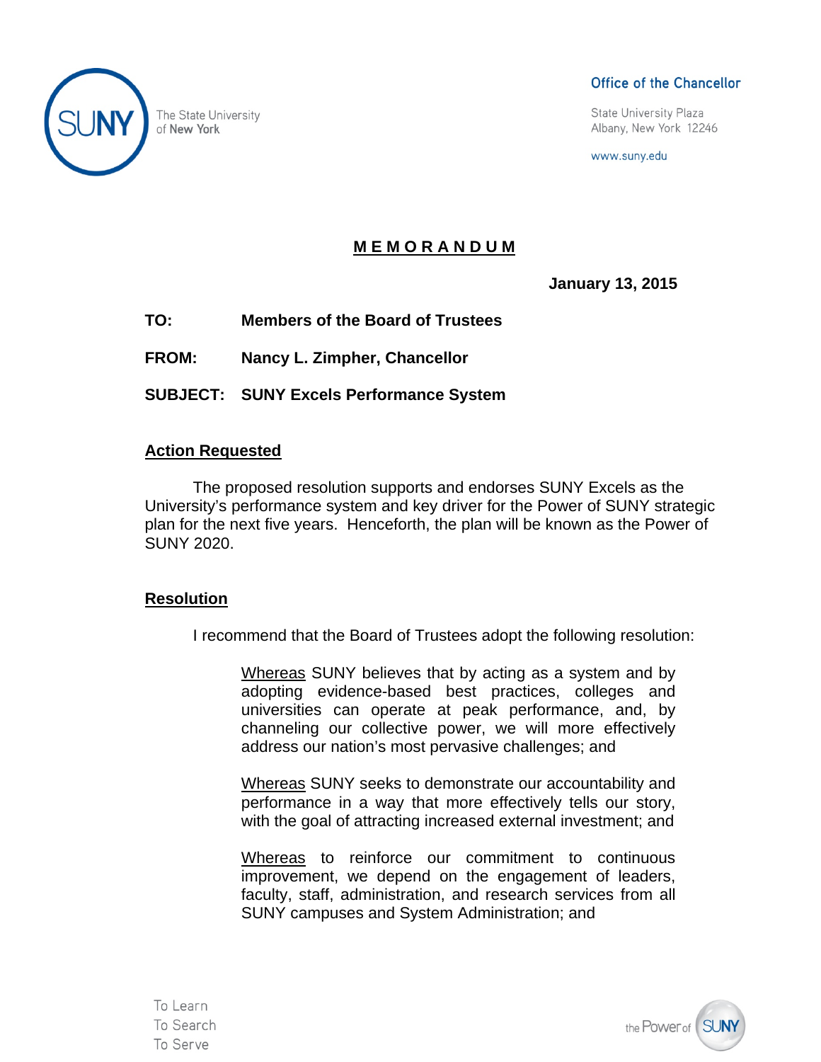The State University of New York

Office of the Chancellor

State University Plaza
Albany, New York 12246

www.suny.edu

## MEMORANDUM

**January 13, 2015**

**TO:** Members of the Board of Trustees

**FROM:** Nancy L. Zimpher, Chancellor

**SUBJECT:** SUNY Excels Performance System

### Action Requested

The proposed resolution supports and endorses SUNY Excels as the University's performance system and key driver for the Power of SUNY strategic plan for the next five years. Henceforth, the plan will be known as the Power of SUNY 2020.

### Resolution

I recommend that the Board of Trustees adopt the following resolution:

> Whereas SUNY believes that by acting as a system and by adopting evidence-based best practices, colleges and universities can operate at peak performance, and, by channeling our collective power, we will more effectively address our nation's most pervasive challenges; and
>
> Whereas SUNY seeks to demonstrate our accountability and performance in a way that more effectively tells our story, with the goal of attracting increased external investment; and
>
> Whereas to reinforce our commitment to continuous improvement, we depend on the engagement of leaders, faculty, staff, administration, and research services from all SUNY campuses and System Administration; and

To Learn
To Search
To Serve

the Power of SUNY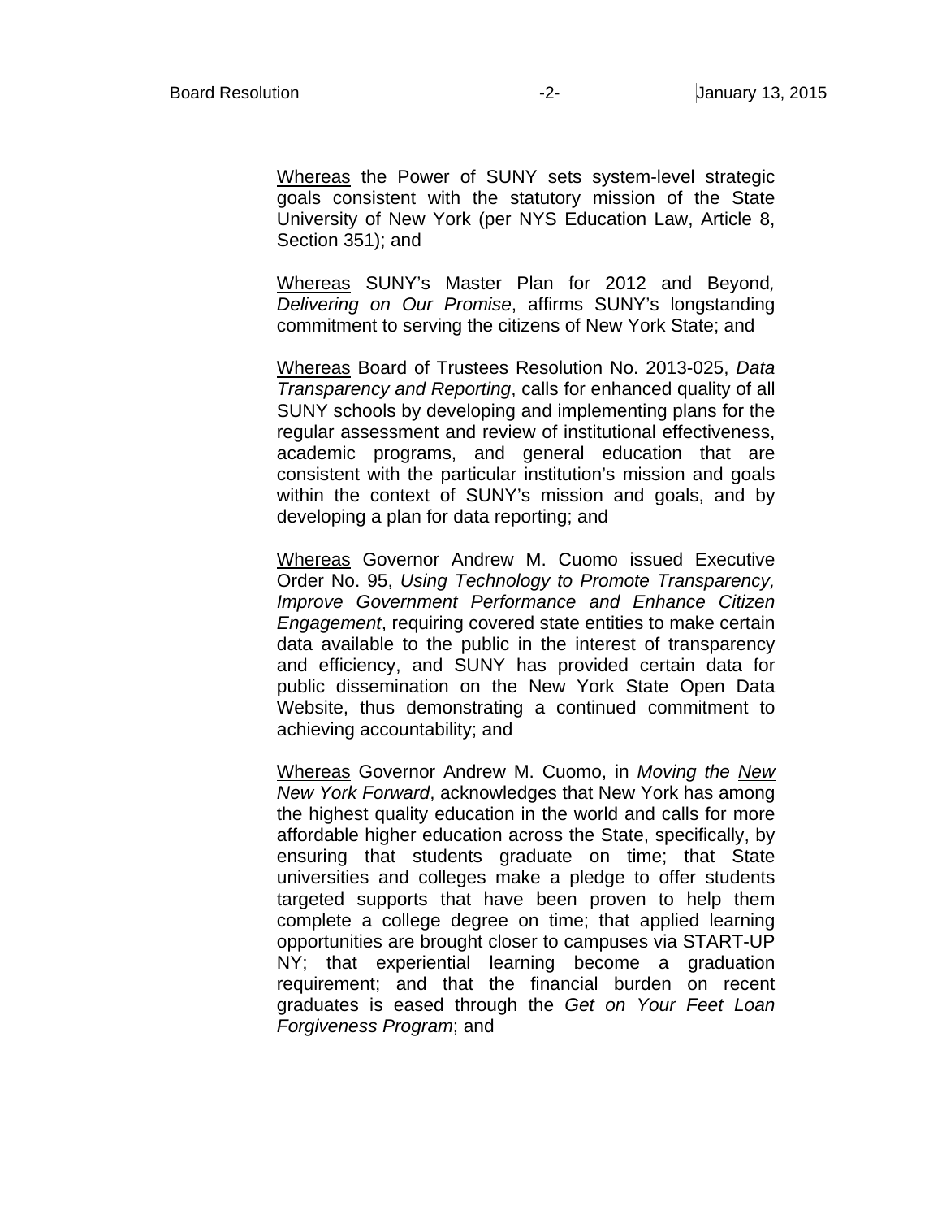<u>Whereas</u> the Power of SUNY sets system-level strategic goals consistent with the statutory mission of the State University of New York (per NYS Education Law, Article 8, Section 351); and

<u>Whereas</u> SUNY's Master Plan for 2012 and Beyond, *Delivering on Our Promise*, affirms SUNY's longstanding commitment to serving the citizens of New York State; and

<u>Whereas</u> Board of Trustees Resolution No. 2013-025, *Data Transparency and Reporting*, calls for enhanced quality of all SUNY schools by developing and implementing plans for the regular assessment and review of institutional effectiveness, academic programs, and general education that are consistent with the particular institution's mission and goals within the context of SUNY's mission and goals, and by developing a plan for data reporting; and

<u>Whereas</u> Governor Andrew M. Cuomo issued Executive Order No. 95, *Using Technology to Promote Transparency, Improve Government Performance and Enhance Citizen Engagement*, requiring covered state entities to make certain data available to the public in the interest of transparency and efficiency, and SUNY has provided certain data for public dissemination on the New York State Open Data Website, thus demonstrating a continued commitment to achieving accountability; and

<u>Whereas</u> Governor Andrew M. Cuomo, in *Moving the <u>New</u> New York Forward*, acknowledges that New York has among the highest quality education in the world and calls for more affordable higher education across the State, specifically, by ensuring that students graduate on time; that State universities and colleges make a pledge to offer students targeted supports that have been proven to help them complete a college degree on time; that applied learning opportunities are brought closer to campuses via START-UP NY; that experiential learning become a graduation requirement; and that the financial burden on recent graduates is eased through the *Get on Your Feet Loan Forgiveness Program*; and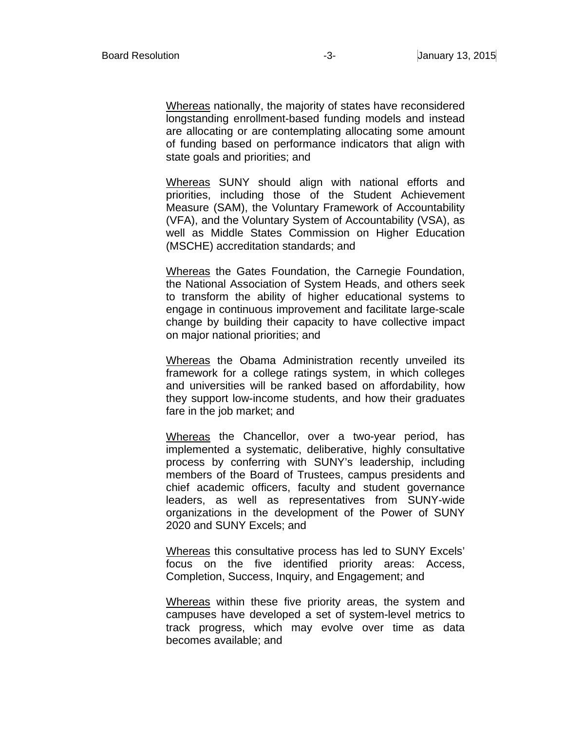Whereas nationally, the majority of states have reconsidered longstanding enrollment-based funding models and instead are allocating or are contemplating allocating some amount of funding based on performance indicators that align with state goals and priorities; and

Whereas SUNY should align with national efforts and priorities, including those of the Student Achievement Measure (SAM), the Voluntary Framework of Accountability (VFA), and the Voluntary System of Accountability (VSA), as well as Middle States Commission on Higher Education (MSCHE) accreditation standards; and

Whereas the Gates Foundation, the Carnegie Foundation, the National Association of System Heads, and others seek to transform the ability of higher educational systems to engage in continuous improvement and facilitate large-scale change by building their capacity to have collective impact on major national priorities; and

Whereas the Obama Administration recently unveiled its framework for a college ratings system, in which colleges and universities will be ranked based on affordability, how they support low-income students, and how their graduates fare in the job market; and

Whereas the Chancellor, over a two-year period, has implemented a systematic, deliberative, highly consultative process by conferring with SUNY's leadership, including members of the Board of Trustees, campus presidents and chief academic officers, faculty and student governance leaders, as well as representatives from SUNY-wide organizations in the development of the Power of SUNY 2020 and SUNY Excels; and

Whereas this consultative process has led to SUNY Excels' focus on the five identified priority areas: Access, Completion, Success, Inquiry, and Engagement; and

Whereas within these five priority areas, the system and campuses have developed a set of system-level metrics to track progress, which may evolve over time as data becomes available; and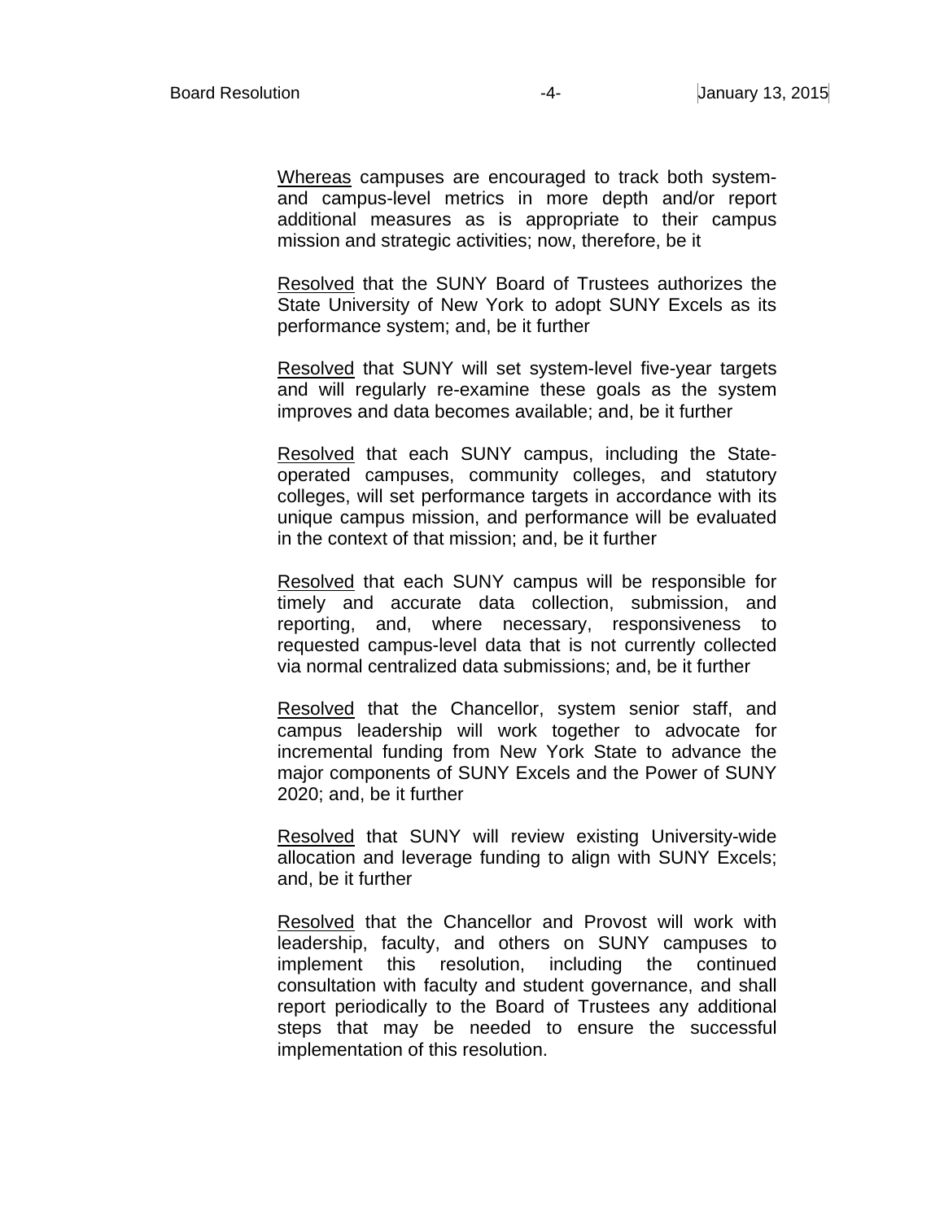<u>Whereas</u> campuses are encouraged to track both system- and campus-level metrics in more depth and/or report additional measures as is appropriate to their campus mission and strategic activities; now, therefore, be it

<u>Resolved</u> that the SUNY Board of Trustees authorizes the State University of New York to adopt SUNY Excels as its performance system; and, be it further

<u>Resolved</u> that SUNY will set system-level five-year targets and will regularly re-examine these goals as the system improves and data becomes available; and, be it further

<u>Resolved</u> that each SUNY campus, including the State-operated campuses, community colleges, and statutory colleges, will set performance targets in accordance with its unique campus mission, and performance will be evaluated in the context of that mission; and, be it further

<u>Resolved</u> that each SUNY campus will be responsible for timely and accurate data collection, submission, and reporting, and, where necessary, responsiveness to requested campus-level data that is not currently collected via normal centralized data submissions; and, be it further

<u>Resolved</u> that the Chancellor, system senior staff, and campus leadership will work together to advocate for incremental funding from New York State to advance the major components of SUNY Excels and the Power of SUNY 2020; and, be it further

<u>Resolved</u> that SUNY will review existing University-wide allocation and leverage funding to align with SUNY Excels; and, be it further

<u>Resolved</u> that the Chancellor and Provost will work with leadership, faculty, and others on SUNY campuses to implement this resolution, including the continued consultation with faculty and student governance, and shall report periodically to the Board of Trustees any additional steps that may be needed to ensure the successful implementation of this resolution.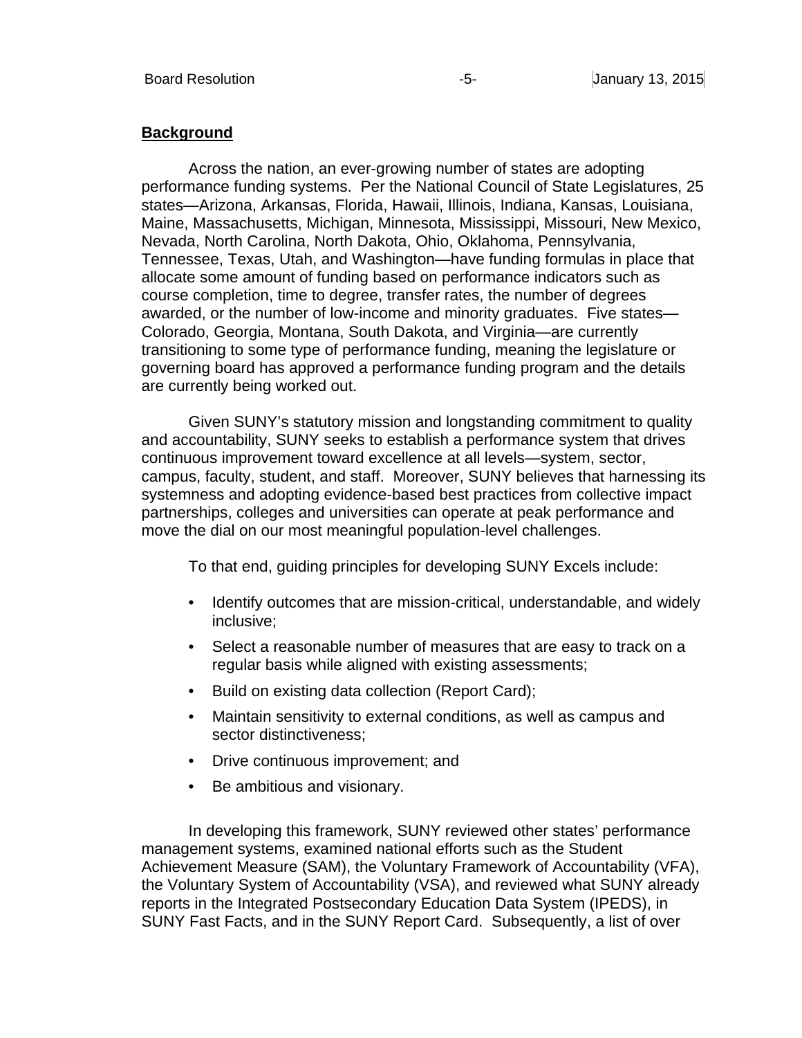## Background

Across the nation, an ever-growing number of states are adopting performance funding systems. Per the National Council of State Legislatures, 25 states—Arizona, Arkansas, Florida, Hawaii, Illinois, Indiana, Kansas, Louisiana, Maine, Massachusetts, Michigan, Minnesota, Mississippi, Missouri, New Mexico, Nevada, North Carolina, North Dakota, Ohio, Oklahoma, Pennsylvania, Tennessee, Texas, Utah, and Washington—have funding formulas in place that allocate some amount of funding based on performance indicators such as course completion, time to degree, transfer rates, the number of degrees awarded, or the number of low-income and minority graduates. Five states—Colorado, Georgia, Montana, South Dakota, and Virginia—are currently transitioning to some type of performance funding, meaning the legislature or governing board has approved a performance funding program and the details are currently being worked out.

Given SUNY's statutory mission and longstanding commitment to quality and accountability, SUNY seeks to establish a performance system that drives continuous improvement toward excellence at all levels—system, sector, campus, faculty, student, and staff. Moreover, SUNY believes that harnessing its systemness and adopting evidence-based best practices from collective impact partnerships, colleges and universities can operate at peak performance and move the dial on our most meaningful population-level challenges.

To that end, guiding principles for developing SUNY Excels include:

- Identify outcomes that are mission-critical, understandable, and widely inclusive;
- Select a reasonable number of measures that are easy to track on a regular basis while aligned with existing assessments;
- Build on existing data collection (Report Card);
- Maintain sensitivity to external conditions, as well as campus and sector distinctiveness;
- Drive continuous improvement; and
- Be ambitious and visionary.

In developing this framework, SUNY reviewed other states' performance management systems, examined national efforts such as the Student Achievement Measure (SAM), the Voluntary Framework of Accountability (VFA), the Voluntary System of Accountability (VSA), and reviewed what SUNY already reports in the Integrated Postsecondary Education Data System (IPEDS), in SUNY Fast Facts, and in the SUNY Report Card. Subsequently, a list of over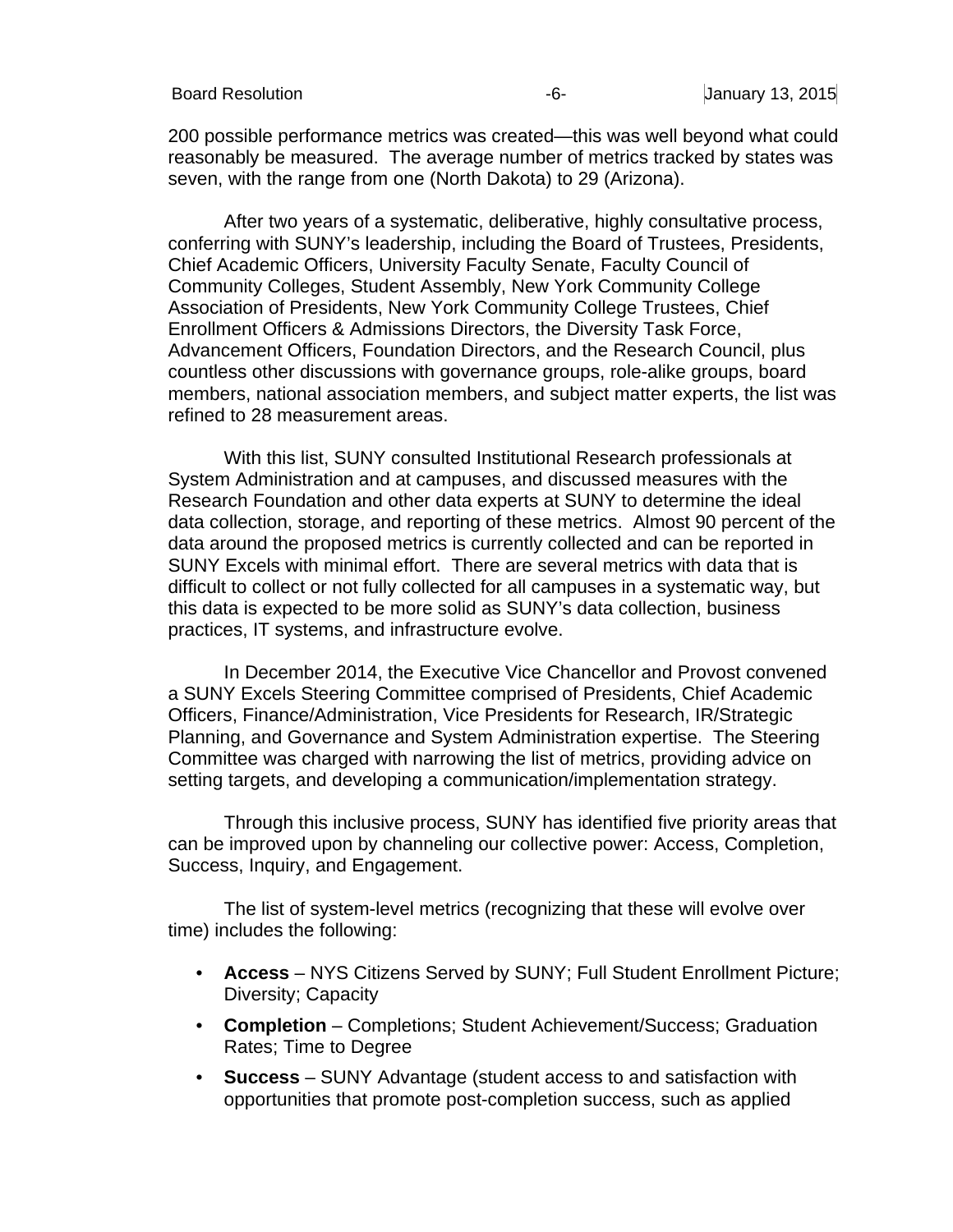200 possible performance metrics was created—this was well beyond what could reasonably be measured. The average number of metrics tracked by states was seven, with the range from one (North Dakota) to 29 (Arizona).

After two years of a systematic, deliberative, highly consultative process, conferring with SUNY's leadership, including the Board of Trustees, Presidents, Chief Academic Officers, University Faculty Senate, Faculty Council of Community Colleges, Student Assembly, New York Community College Association of Presidents, New York Community College Trustees, Chief Enrollment Officers & Admissions Directors, the Diversity Task Force, Advancement Officers, Foundation Directors, and the Research Council, plus countless other discussions with governance groups, role-alike groups, board members, national association members, and subject matter experts, the list was refined to 28 measurement areas.

With this list, SUNY consulted Institutional Research professionals at System Administration and at campuses, and discussed measures with the Research Foundation and other data experts at SUNY to determine the ideal data collection, storage, and reporting of these metrics. Almost 90 percent of the data around the proposed metrics is currently collected and can be reported in SUNY Excels with minimal effort. There are several metrics with data that is difficult to collect or not fully collected for all campuses in a systematic way, but this data is expected to be more solid as SUNY's data collection, business practices, IT systems, and infrastructure evolve.

In December 2014, the Executive Vice Chancellor and Provost convened a SUNY Excels Steering Committee comprised of Presidents, Chief Academic Officers, Finance/Administration, Vice Presidents for Research, IR/Strategic Planning, and Governance and System Administration expertise. The Steering Committee was charged with narrowing the list of metrics, providing advice on setting targets, and developing a communication/implementation strategy.

Through this inclusive process, SUNY has identified five priority areas that can be improved upon by channeling our collective power: Access, Completion, Success, Inquiry, and Engagement.

The list of system-level metrics (recognizing that these will evolve over time) includes the following:

- **Access** – NYS Citizens Served by SUNY; Full Student Enrollment Picture; Diversity; Capacity
- **Completion** – Completions; Student Achievement/Success; Graduation Rates; Time to Degree
- **Success** – SUNY Advantage (student access to and satisfaction with opportunities that promote post-completion success, such as applied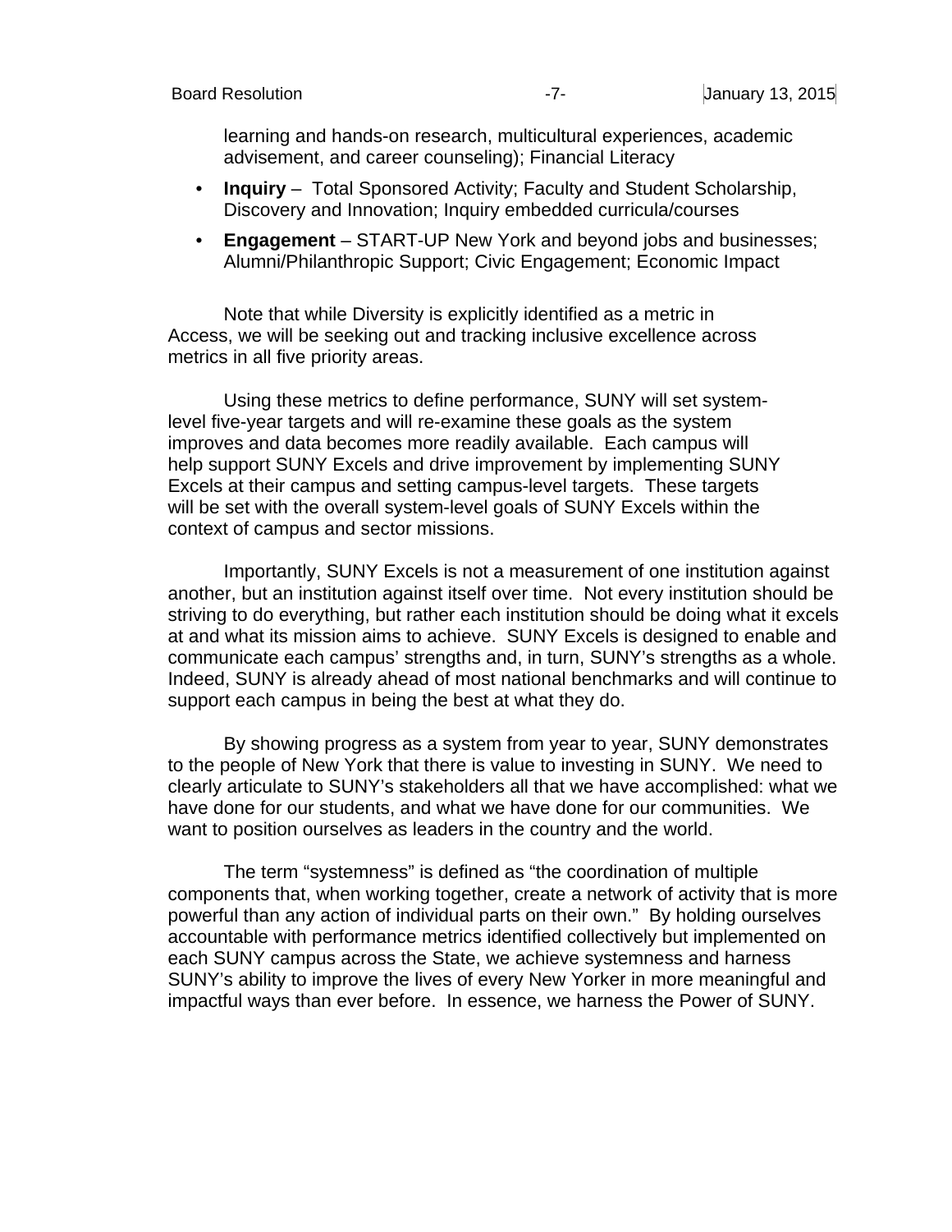learning and hands-on research, multicultural experiences, academic advisement, and career counseling); Financial Literacy

- **Inquiry** – Total Sponsored Activity; Faculty and Student Scholarship, Discovery and Innovation; Inquiry embedded curricula/courses
- **Engagement** – START-UP New York and beyond jobs and businesses; Alumni/Philanthropic Support; Civic Engagement; Economic Impact

Note that while Diversity is explicitly identified as a metric in Access, we will be seeking out and tracking inclusive excellence across metrics in all five priority areas.

Using these metrics to define performance, SUNY will set system-level five-year targets and will re-examine these goals as the system improves and data becomes more readily available. Each campus will help support SUNY Excels and drive improvement by implementing SUNY Excels at their campus and setting campus-level targets. These targets will be set with the overall system-level goals of SUNY Excels within the context of campus and sector missions.

Importantly, SUNY Excels is not a measurement of one institution against another, but an institution against itself over time. Not every institution should be striving to do everything, but rather each institution should be doing what it excels at and what its mission aims to achieve. SUNY Excels is designed to enable and communicate each campus' strengths and, in turn, SUNY's strengths as a whole. Indeed, SUNY is already ahead of most national benchmarks and will continue to support each campus in being the best at what they do.

By showing progress as a system from year to year, SUNY demonstrates to the people of New York that there is value to investing in SUNY. We need to clearly articulate to SUNY's stakeholders all that we have accomplished: what we have done for our students, and what we have done for our communities. We want to position ourselves as leaders in the country and the world.

The term "systemness" is defined as "the coordination of multiple components that, when working together, create a network of activity that is more powerful than any action of individual parts on their own." By holding ourselves accountable with performance metrics identified collectively but implemented on each SUNY campus across the State, we achieve systemness and harness SUNY's ability to improve the lives of every New Yorker in more meaningful and impactful ways than ever before. In essence, we harness the Power of SUNY.